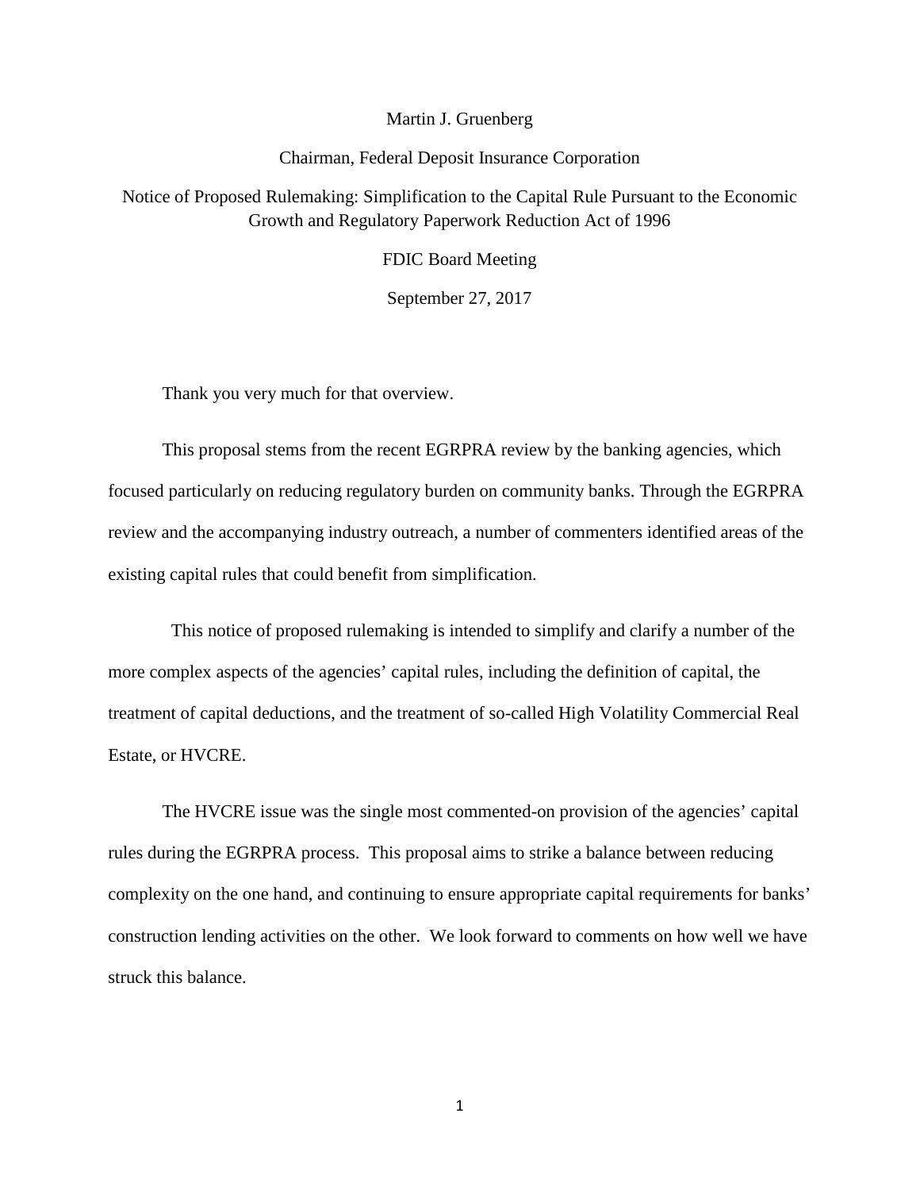Martin J. Gruenberg

Chairman, Federal Deposit Insurance Corporation

Notice of Proposed Rulemaking: Simplification to the Capital Rule Pursuant to the Economic Growth and Regulatory Paperwork Reduction Act of 1996

FDIC Board Meeting

September 27, 2017

Thank you very much for that overview.

This proposal stems from the recent EGRPRA review by the banking agencies, which focused particularly on reducing regulatory burden on community banks. Through the EGRPRA review and the accompanying industry outreach, a number of commenters identified areas of the existing capital rules that could benefit from simplification.

This notice of proposed rulemaking is intended to simplify and clarify a number of the more complex aspects of the agencies' capital rules, including the definition of capital, the treatment of capital deductions, and the treatment of so-called High Volatility Commercial Real Estate, or HVCRE.

The HVCRE issue was the single most commented-on provision of the agencies' capital rules during the EGRPRA process. This proposal aims to strike a balance between reducing complexity on the one hand, and continuing to ensure appropriate capital requirements for banks' construction lending activities on the other. We look forward to comments on how well we have struck this balance.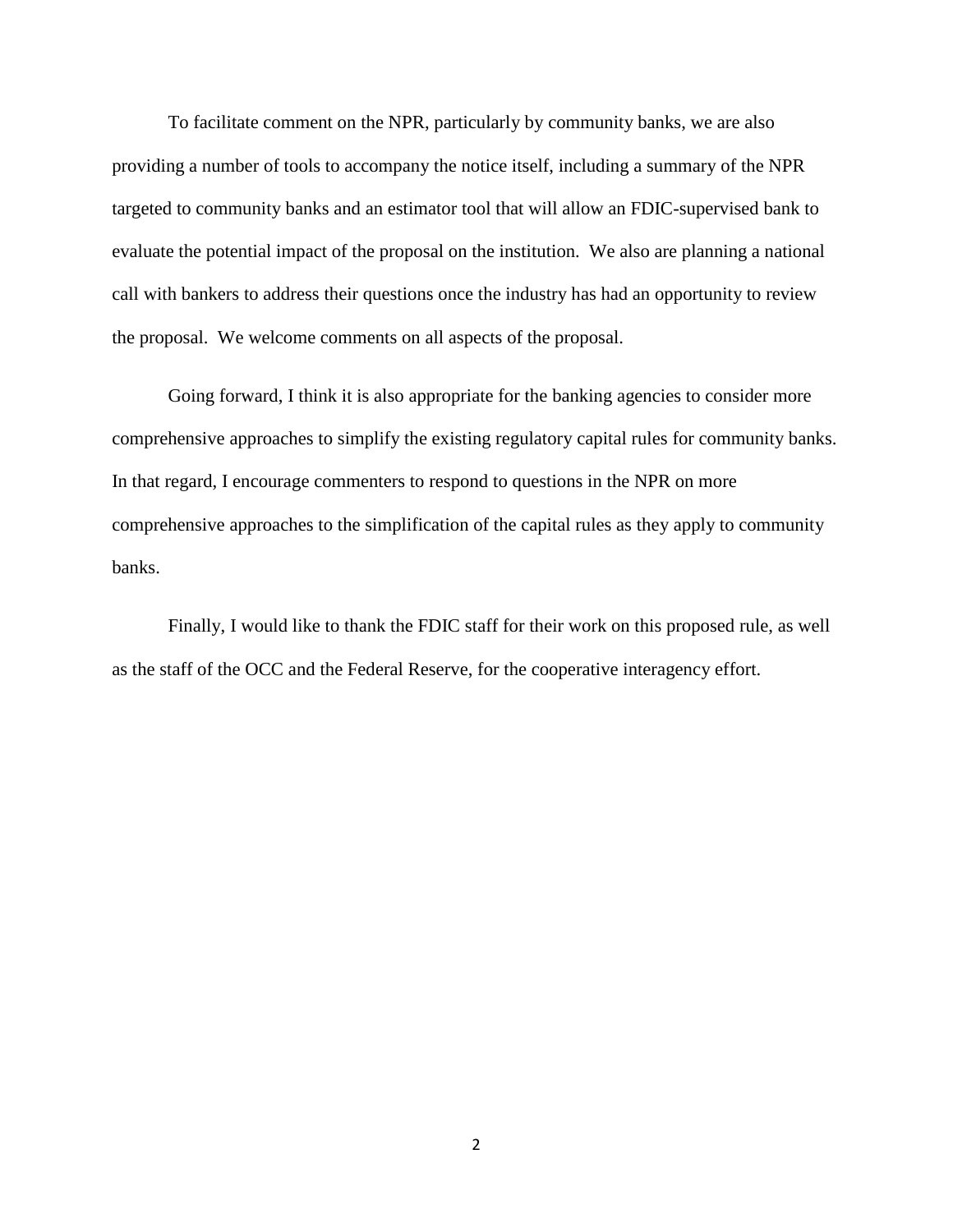To facilitate comment on the NPR, particularly by community banks, we are also providing a number of tools to accompany the notice itself, including a summary of the NPR targeted to community banks and an estimator tool that will allow an FDIC-supervised bank to evaluate the potential impact of the proposal on the institution. We also are planning a national call with bankers to address their questions once the industry has had an opportunity to review the proposal. We welcome comments on all aspects of the proposal.

Going forward, I think it is also appropriate for the banking agencies to consider more comprehensive approaches to simplify the existing regulatory capital rules for community banks. In that regard, I encourage commenters to respond to questions in the NPR on more comprehensive approaches to the simplification of the capital rules as they apply to community banks.

Finally, I would like to thank the FDIC staff for their work on this proposed rule, as well as the staff of the OCC and the Federal Reserve, for the cooperative interagency effort.